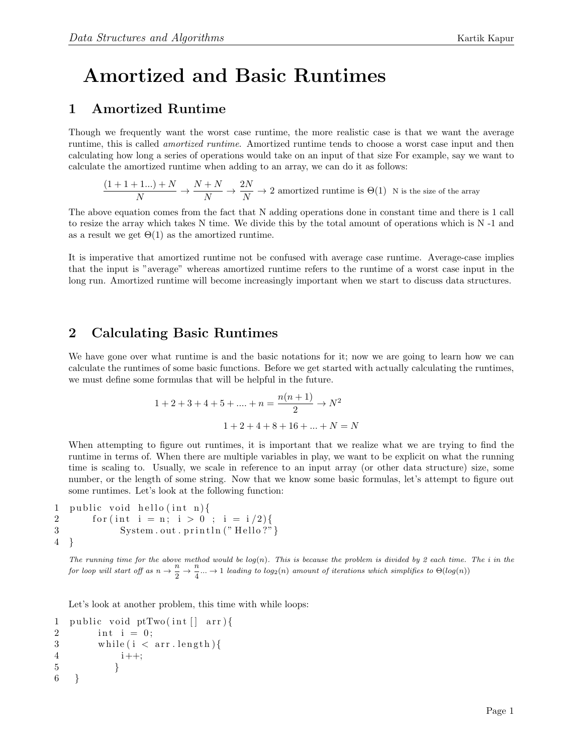# Amortized and Basic Runtimes

## 1 Amortized Runtime

Though we frequently want the worst case runtime, the more realistic case is that we want the average runtime, this is called *amortized runtime*. Amortized runtime tends to choose a worst case input and then calculating how long a series of operations would take on an input of that size For example, say we want to calculate the amortized runtime when adding to an array, we can do it as follows:

$$\frac{(1+1+1...)+N}{N} \rightarrow \frac{N+N}{N} \rightarrow \frac{2N}{N} \rightarrow 2 \text{ amortized runtime is } \Theta(1) \quad \text{N is the size of the array}$$

The above equation comes from the fact that N adding operations done in constant time and there is 1 call to resize the array which takes N time. We divide this by the total amount of operations which is N -1 and as a result we get $\Theta(1)$ as the amortized runtime.

It is imperative that amortized runtime not be confused with average case runtime. Average-case implies that the input is "average" whereas amortized runtime refers to the runtime of a worst case input in the long run. Amortized runtime will become increasingly important when we start to discuss data structures.

## 2 Calculating Basic Runtimes

We have gone over what runtime is and the basic notations for it; now we are going to learn how we can calculate the runtimes of some basic functions. Before we get started with actually calculating the runtimes, we must define some formulas that will be helpful in the future.

$$1+2+3+4+5+....+n = \frac{n(n+1)}{2} \rightarrow N^2$$

$$1+2+4+8+16+...+N = N$$

When attempting to figure out runtimes, it is important that we realize what we are trying to find the runtime in terms of. When there are multiple variables in play, we want to be explicit on what the running time is scaling to. Usually, we scale in reference to an input array (or other data structure) size, some number, or the length of some string. Now that we know some basic formulas, let's attempt to figure out some runtimes. Let's look at the following function:

```
1  public void hello(int n){
2      for(int i = n; i > 0 ; i = i/2){
3          System.out.println("Hello?")}
4  }
```

*The running time for the above method would be log(n). This is because the problem is divided by 2 each time. The i in the for loop will start off as* $n \rightarrow \frac{n}{2} \rightarrow \frac{n}{4}... \rightarrow 1$ *leading to* $log_2(n)$ *amount of iterations which simplifies to* $\Theta(log(n))$

Let's look at another problem, this time with while loops:

```
1  public void ptTwo(int[] arr){
2      int i = 0;
3      while(i < arr.length){
4          i++;
5      }
6  }
```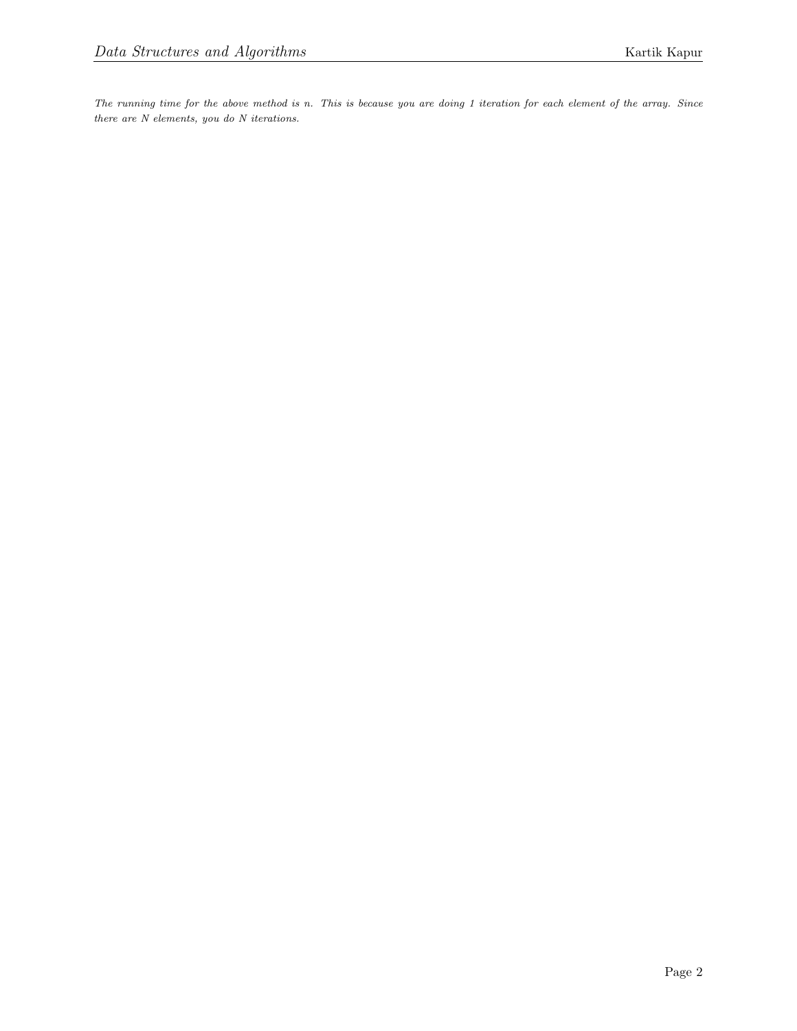*The running time for the above method is $n$. This is because you are doing 1 iteration for each element of the array. Since there are $N$ elements, you do $N$ iterations.*